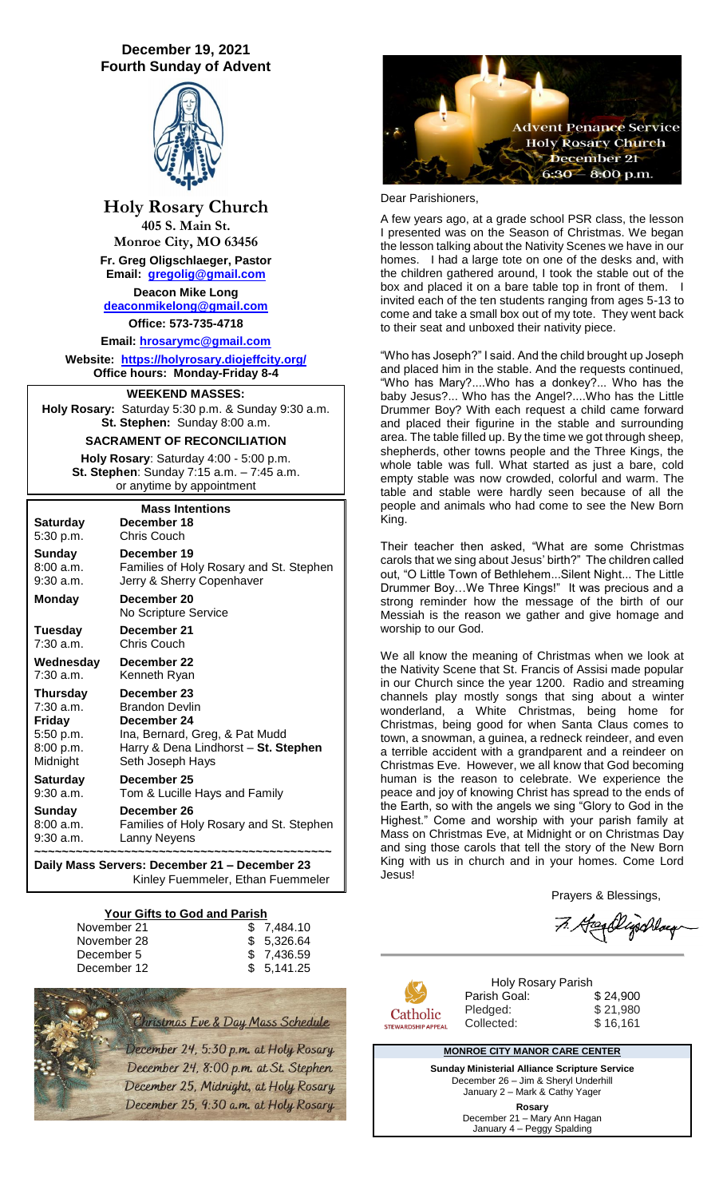# December 19, 2021
## Fourth Sunday of Advent

## Holy Rosary Church

**405 S. Main St.**
**Monroe City, MO 63456**

**Fr. Greg Oligschlaeger, Pastor**
**Email: gregolig@gmail.com**

**Deacon Mike Long**
**deaconmikelong@gmail.com**

**Office: 573-735-4718**

**Email: hrosarymc@gmail.com**

**Website: https://holyrosary.diojeffcity.org/**
**Office hours: Monday-Friday 8-4**

**WEEKEND MASSES:**
**Holy Rosary:** Saturday 5:30 p.m. & Sunday 9:30 a.m.
**St. Stephen:** Sunday 8:00 a.m.

**SACRAMENT OF RECONCILIATION**
**Holy Rosary**: Saturday 4:00 - 5:00 p.m.
**St. Stephen**: Sunday 7:15 a.m. – 7:45 a.m.
or anytime by appointment

**Mass Intentions**

| | |
|---|---|
| **Saturday** | **December 18** |
| 5:30 p.m. | Chris Couch |
| **Sunday** | **December 19** |
| 8:00 a.m. | Families of Holy Rosary and St. Stephen |
| 9:30 a.m. | Jerry & Sherry Copenhaver |
| **Monday** | **December 20** |
| | No Scripture Service |
| **Tuesday** | **December 21** |
| 7:30 a.m. | Chris Couch |
| **Wednesday** | **December 22** |
| 7:30 a.m. | Kenneth Ryan |
| **Thursday** | **December 23** |
| 7:30 a.m. | Brandon Devlin |
| **Friday** | **December 24** |
| 5:50 p.m. | Ina, Bernard, Greg, & Pat Mudd |
| 8:00 p.m. | Harry & Dena Lindhorst – **St. Stephen** |
| Midnight | Seth Joseph Hays |
| **Saturday** | **December 25** |
| 9:30 a.m. | Tom & Lucille Hays and Family |
| **Sunday** | **December 26** |
| 8:00 a.m. | Families of Holy Rosary and St. Stephen |
| 9:30 a.m. | Lanny Neyens |

**Daily Mass Servers: December 21 – December 23**
Kinley Fuemmeler, Ethan Fuemmeler

**Your Gifts to God and Parish**

| | |
|---|---|
| November 21 | $ 7,484.10 |
| November 28 | $ 5,326.64 |
| December 5 | $ 7,436.59 |
| December 12 | $ 5,141.25 |

*Christmas Eve & Day Mass Schedule*

*December 24, 5:30 p.m. at Holy Rosary*
*December 24, 8:00 p.m. at St. Stephen*
*December 25, Midnight, at Holy Rosary*
*December 25, 9:30 a.m. at Holy Rosary*

Advent Penance Service
Holy Rosary Church
December 21
6:30 – 8:00 p.m.

Dear Parishioners,

A few years ago, at a grade school PSR class, the lesson I presented was on the Season of Christmas. We began the lesson talking about the Nativity Scenes we have in our homes. I had a large tote on one of the desks and, with the children gathered around, I took the stable out of the box and placed it on a bare table top in front of them. I invited each of the ten students ranging from ages 5-13 to come and take a small box out of my tote. They went back to their seat and unboxed their nativity piece.

"Who has Joseph?" I said. And the child brought up Joseph and placed him in the stable. And the requests continued, "Who has Mary?....Who has a donkey?... Who has the baby Jesus?... Who has the Angel?....Who has the Little Drummer Boy? With each request a child came forward and placed their figurine in the stable and surrounding area. The table filled up. By the time we got through sheep, shepherds, other towns people and the Three Kings, the whole table was full. What started as just a bare, cold empty stable was now crowded, colorful and warm. The table and stable were hardly seen because of all the people and animals who had come to see the New Born King.

Their teacher then asked, "What are some Christmas carols that we sing about Jesus' birth?" The children called out, "O Little Town of Bethlehem...Silent Night... The Little Drummer Boy…We Three Kings!" It was precious and a strong reminder how the message of the birth of our Messiah is the reason we gather and give homage and worship to our God.

We all know the meaning of Christmas when we look at the Nativity Scene that St. Francis of Assisi made popular in our Church since the year 1200. Radio and streaming channels play mostly songs that sing about a winter wonderland, a White Christmas, being home for Christmas, being good for when Santa Claus comes to town, a snowman, a guinea, a redneck reindeer, and even a terrible accident with a grandparent and a reindeer on Christmas Eve. However, we all know that God becoming human is the reason to celebrate. We experience the peace and joy of knowing Christ has spread to the ends of the Earth, so with the angels we sing "Glory to God in the Highest." Come and worship with your parish family at Mass on Christmas Eve, at Midnight or on Christmas Day and sing those carols that tell the story of the New Born King with us in church and in your homes. Come Lord Jesus!

Prayers & Blessings,

Fr. Greg Oligschlaeger

Catholic Stewardship Appeal

**Holy Rosary Parish**

| | |
|---|---|
| Parish Goal: | $ 24,900 |
| Pledged: | $ 21,980 |
| Collected: | $ 16,161 |

**MONROE CITY MANOR CARE CENTER**

**Sunday Ministerial Alliance Scripture Service**
December 26 – Jim & Sheryl Underhill
January 2 – Mark & Cathy Yager

**Rosary**
December 21 – Mary Ann Hagan
January 4 – Peggy Spalding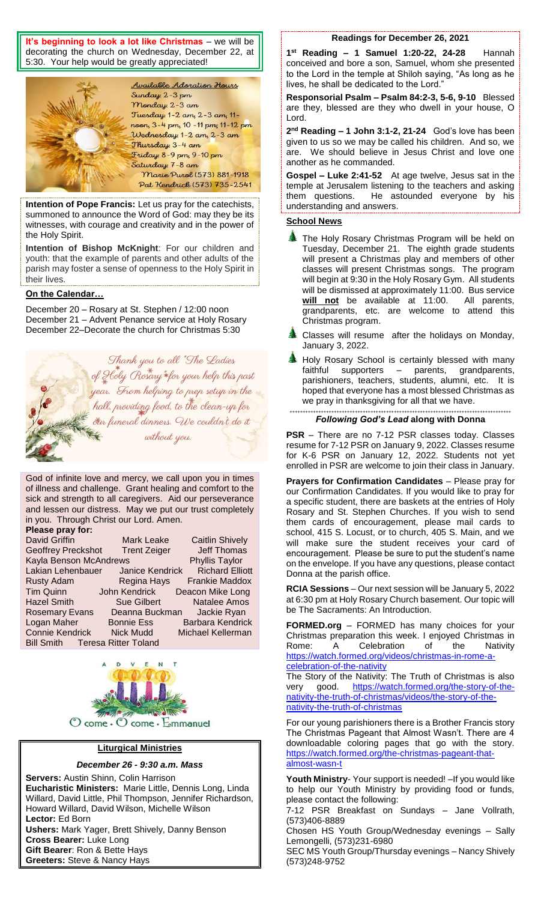**It's beginning to look a lot like Christmas** – we will be decorating the church on Wednesday, December 22, at 5:30. Your help would be greatly appreciated!

*Available Adoration Hours*

Sunday: 2-3 pm
Monday: 2-3 am
Tuesday: 1-2 am, 2-3 am, 11-noon, 3-4 pm, 10 -11 pm, 11-12 pm
Wednesday: 1-2 am, 2-3 am
Thursday: 3-4 am
Friday: 8-9 pm, 9-10 pm
Saturday: 7-8 am

Marie Purol (573) 881-1918
Pat Kendrick (573) 735-2541

**Intention of Pope Francis:** Let us pray for the catechists, summoned to announce the Word of God: may they be its witnesses, with courage and creativity and in the power of the Holy Spirit.

**Intention of Bishop McKnight**: For our children and youth: that the example of parents and other adults of the parish may foster a sense of openness to the Holy Spirit in their lives.

## On the Calendar…

December 20 – Rosary at St. Stephen / 12:00 noon
December 21 – Advent Penance service at Holy Rosary
December 22–Decorate the church for Christmas 5:30

*Thank you to all "The Ladies of Holy Rosary" for your help this past year. From helping to prep setup in the hall, providing food, to the clean-up for our funeral dinners. We couldn't do it without you.*

God of infinite love and mercy, we call upon you in times of illness and challenge. Grant healing and comfort to the sick and strength to all caregivers. Aid our perseverance and lessen our distress. May we put our trust completely in you. Through Christ our Lord. Amen.

**Please pray for:**

| | | |
|---|---|---|
| David Griffin | Mark Leake | Caitlin Shively |
| Geoffrey Preckshot | Trent Zeiger | Jeff Thomas |
| Kayla Benson McAndrews | | Phyllis Taylor |
| Lakian Lehenbauer | Janice Kendrick | Richard Elliott |
| Rusty Adam | Regina Hays | Frankie Maddox |
| Tim Quinn | John Kendrick | Deacon Mike Long |
| Hazel Smith | Sue Gilbert | Natalee Amos |
| Rosemary Evans | Deanna Buckman | Jackie Ryan |
| Logan Maher | Bonnie Ess | Barbara Kendrick |
| Connie Kendrick | Nick Mudd | Michael Kellerman |
| Bill Smith | Teresa Ritter Toland | |

ADVENT

O come · O come · Emmanuel

## Liturgical Ministries

*December 26 - 9:30 a.m. Mass*

**Servers:** Austin Shinn, Colin Harrison
**Eucharistic Ministers:** Marie Little, Dennis Long, Linda Willard, David Little, Phil Thompson, Jennifer Richardson, Howard Willard, David Wilson, Michelle Wilson
**Lector:** Ed Born
**Ushers:** Mark Yager, Brett Shively, Danny Benson
**Cross Bearer:** Luke Long
**Gift Bearer**: Ron & Bette Hays
**Greeters:** Steve & Nancy Hays

## Readings for December 26, 2021

**1st Reading – 1 Samuel 1:20-22, 24-28** Hannah conceived and bore a son, Samuel, whom she presented to the Lord in the temple at Shiloh saying, "As long as he lives, he shall be dedicated to the Lord."

**Responsorial Psalm – Psalm 84:2-3, 5-6, 9-10** Blessed are they, blessed are they who dwell in your house, O Lord.

**2nd Reading – 1 John 3:1-2, 21-24** God's love has been given to us so we may be called his children. And so, we are. We should believe in Jesus Christ and love one another as he commanded.

**Gospel – Luke 2:41-52** At age twelve, Jesus sat in the temple at Jerusalem listening to the teachers and asking them questions. He astounded everyone by his understanding and answers.

## School News

- The Holy Rosary Christmas Program will be held on Tuesday, December 21. The eighth grade students will present a Christmas play and members of other classes will present Christmas songs. The program will begin at 9:30 in the Holy Rosary Gym. All students will be dismissed at approximately 11:00. Bus service **will not** be available at 11:00. All parents, grandparents, etc. are welcome to attend this Christmas program.
- Classes will resume after the holidays on Monday, January 3, 2022.
- Holy Rosary School is certainly blessed with many faithful supporters – parents, grandparents, parishioners, teachers, students, alumni, etc. It is hoped that everyone has a most blessed Christmas as we pray in thanksgiving for all that we have.

### *Following God's Lead* along with Donna

**PSR** – There are no 7-12 PSR classes today. Classes resume for 7-12 PSR on January 9, 2022. Classes resume for K-6 PSR on January 12, 2022. Students not yet enrolled in PSR are welcome to join their class in January.

**Prayers for Confirmation Candidates** – Please pray for our Confirmation Candidates. If you would like to pray for a specific student, there are baskets at the entries of Holy Rosary and St. Stephen Churches. If you wish to send them cards of encouragement, please mail cards to school, 415 S. Locust, or to church, 405 S. Main, and we will make sure the student receives your card of encouragement. Please be sure to put the student's name on the envelope. If you have any questions, please contact Donna at the parish office.

**RCIA Sessions** – Our next session will be January 5, 2022 at 6:30 pm at Holy Rosary Church basement. Our topic will be The Sacraments: An Introduction.

**FORMED.org** – FORMED has many choices for your Christmas preparation this week. I enjoyed Christmas in Rome: A Celebration of the Nativity https://watch.formed.org/videos/christmas-in-rome-a-celebration-of-the-nativity

The Story of the Nativity: The Truth of Christmas is also very good. https://watch.formed.org/the-story-of-the-nativity-the-truth-of-christmas/videos/the-story-of-the-nativity-the-truth-of-christmas

For our young parishioners there is a Brother Francis story The Christmas Pageant that Almost Wasn't. There are 4 downloadable coloring pages that go with the story. https://watch.formed.org/the-christmas-pageant-that-almost-wasn-t

**Youth Ministry**- Your support is needed! –If you would like to help our Youth Ministry by providing food or funds, please contact the following:

7-12 PSR Breakfast on Sundays – Jane Vollrath, (573)406-8889

Chosen HS Youth Group/Wednesday evenings – Sally Lemongelli, (573)231-6980

SEC MS Youth Group/Thursday evenings – Nancy Shively (573)248-9752